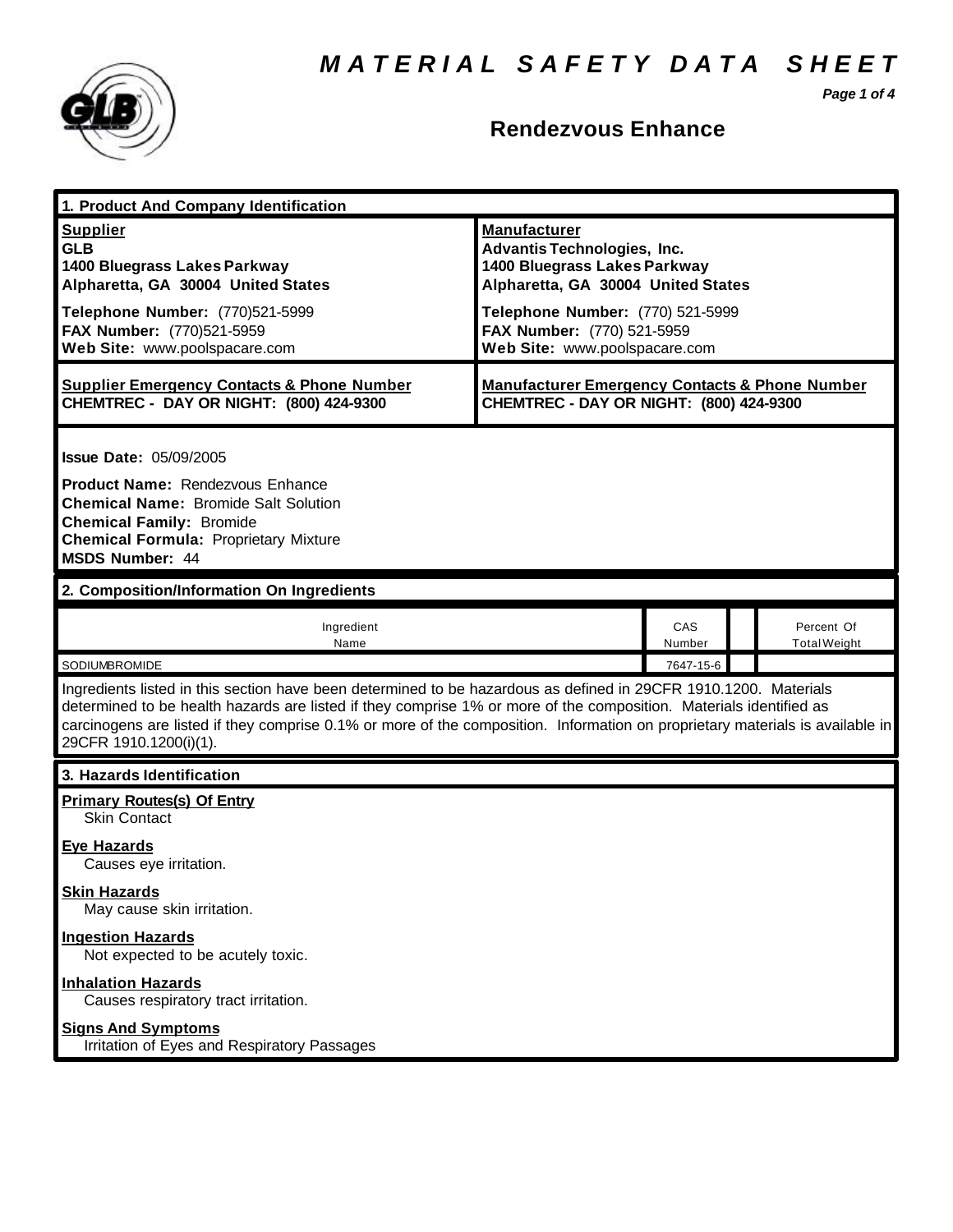# MATERIAL SAFETY DATA SHEET

## Rendezvous Enhance

### 1. Product And Company Identification

| **Supplier** | **Manufacturer** |
|---|---|
| **GLB** | **Advantis Technologies, Inc.** |
| **1400 Bluegrass Lakes Parkway** | **1400 Bluegrass Lakes Parkway** |
| **Alpharetta, GA 30004 United States** | **Alpharetta, GA 30004 United States** |
| **Telephone Number:** (770)521-5999 | **Telephone Number:** (770) 521-5999 |
| **FAX Number:** (770)521-5959 | **FAX Number:** (770) 521-5959 |
| **Web Site:** www.poolspacare.com | **Web Site:** www.poolspacare.com |
| **Supplier Emergency Contacts & Phone Number** | **Manufacturer Emergency Contacts & Phone Number** |
| **CHEMTREC - DAY OR NIGHT: (800) 424-9300** | **CHEMTREC - DAY OR NIGHT: (800) 424-9300** |

**Issue Date:** 05/09/2005

**Product Name:** Rendezvous Enhance
**Chemical Name:** Bromide Salt Solution
**Chemical Family:** Bromide
**Chemical Formula:** Proprietary Mixture
**MSDS Number:** 44

### 2. Composition/Information On Ingredients

| Ingredient Name | CAS Number | | Percent Of Total Weight |
|---|---|---|---|
| SODIUMBROMIDE | 7647-15-6 | | |

Ingredients listed in this section have been determined to be hazardous as defined in 29CFR 1910.1200. Materials determined to be health hazards are listed if they comprise 1% or more of the composition. Materials identified as carcinogens are listed if they comprise 0.1% or more of the composition. Information on proprietary materials is available in 29CFR 1910.1200(i)(1).

### 3. Hazards Identification

**Primary Routes(s) Of Entry**
Skin Contact

**Eye Hazards**
Causes eye irritation.

**Skin Hazards**
May cause skin irritation.

**Ingestion Hazards**
Not expected to be acutely toxic.

**Inhalation Hazards**
Causes respiratory tract irritation.

**Signs And Symptoms**
Irritation of Eyes and Respiratory Passages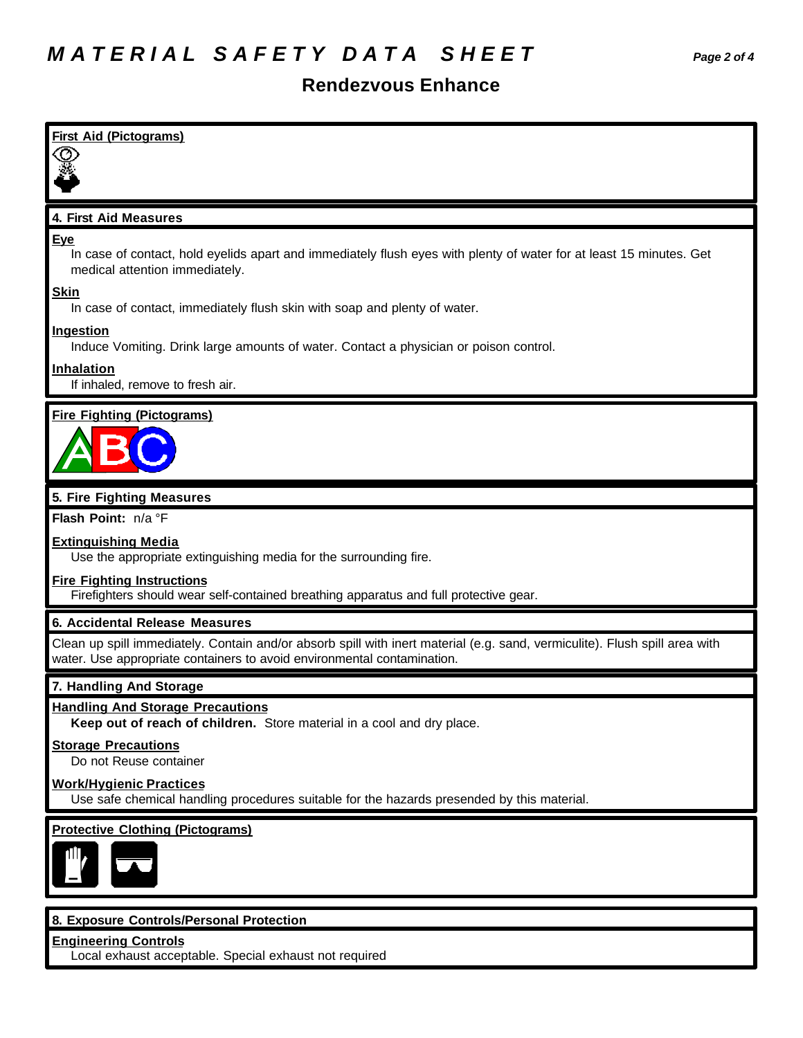# MATERIAL SAFETY DATA SHEET

## Rendezvous Enhance

### First Aid (Pictograms)

### 4. First Aid Measures

**Eye**

In case of contact, hold eyelids apart and immediately flush eyes with plenty of water for at least 15 minutes. Get medical attention immediately.

**Skin**

In case of contact, immediately flush skin with soap and plenty of water.

**Ingestion**

Induce Vomiting. Drink large amounts of water. Contact a physician or poison control.

**Inhalation**

If inhaled, remove to fresh air.

### Fire Fighting (Pictograms)

### 5. Fire Fighting Measures

**Flash Point:** n/a °F

**Extinguishing Media**

Use the appropriate extinguishing media for the surrounding fire.

**Fire Fighting Instructions**

Firefighters should wear self-contained breathing apparatus and full protective gear.

### 6. Accidental Release Measures

Clean up spill immediately. Contain and/or absorb spill with inert material (e.g. sand, vermiculite). Flush spill area with water. Use appropriate containers to avoid environmental contamination.

### 7. Handling And Storage

**Handling And Storage Precautions**

**Keep out of reach of children.** Store material in a cool and dry place.

**Storage Precautions**

Do not Reuse container

**Work/Hygienic Practices**

Use safe chemical handling procedures suitable for the hazards presended by this material.

### Protective Clothing (Pictograms)

### 8. Exposure Controls/Personal Protection

**Engineering Controls**

Local exhaust acceptable. Special exhaust not required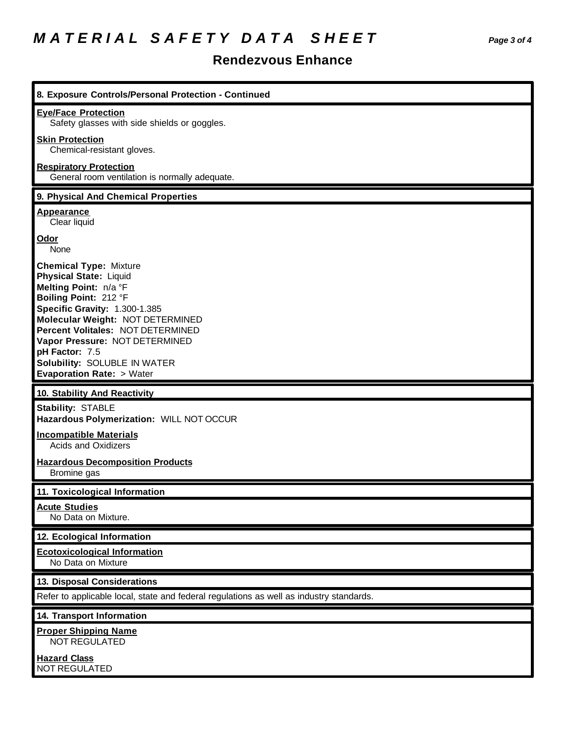# MATERIAL SAFETY DATA SHEET

## Rendezvous Enhance

### 8. Exposure Controls/Personal Protection - Continued

**Eye/Face Protection**
Safety glasses with side shields or goggles.

**Skin Protection**
Chemical-resistant gloves.

**Respiratory Protection**
General room ventilation is normally adequate.

### 9. Physical And Chemical Properties

**Appearance**
Clear liquid

**Odor**
None

**Chemical Type:** Mixture
**Physical State:** Liquid
**Melting Point:** n/a °F
**Boiling Point:** 212 °F
**Specific Gravity:** 1.300-1.385
**Molecular Weight:** NOT DETERMINED
**Percent Volitales:** NOT DETERMINED
**Vapor Pressure:** NOT DETERMINED
**pH Factor:** 7.5
**Solubility:** SOLUBLE IN WATER
**Evaporation Rate:** > Water

### 10. Stability And Reactivity

**Stability:** STABLE
**Hazardous Polymerization:** WILL NOT OCCUR

**Incompatible Materials**
Acids and Oxidizers

**Hazardous Decomposition Products**
Bromine gas

### 11. Toxicological Information

**Acute Studies**
No Data on Mixture.

### 12. Ecological Information

**Ecotoxicological Information**
No Data on Mixture

### 13. Disposal Considerations

Refer to applicable local, state and federal regulations as well as industry standards.

### 14. Transport Information

**Proper Shipping Name**
NOT REGULATED

**Hazard Class**
NOT REGULATED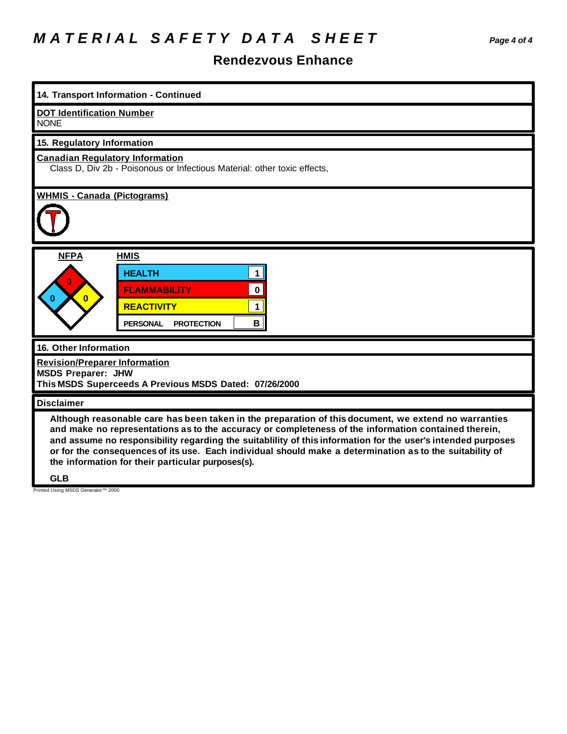# MATERIAL SAFETY DATA SHEET

## Rendezvous Enhance

### 14. Transport Information - Continued

**DOT Identification Number**

NONE

### 15. Regulatory Information

**Canadian Regulatory Information**

Class D, Div 2b - Poisonous or Infectious Material: other toxic effects,

**WHMIS - Canada (Pictograms)**

**NFPA**

0

0 0

**HMIS**

| | |
|---|---|
| HEALTH | 1 |
| FLAMMABILITY | 0 |
| REACTIVITY | 1 |
| PERSONAL PROTECTION | B |

### 16. Other Information

**Revision/Preparer Information**

**MSDS Preparer: JHW**

**This MSDS Superceeds A Previous MSDS Dated: 07/26/2000**

### Disclaimer

**Although reasonable care has been taken in the preparation of this document, we extend no warranties and make no representations as to the accuracy or completeness of the information contained therein, and assume no responsibility regarding the suitablility of this information for the user's intended purposes or for the consequences of its use. Each individual should make a determination as to the suitability of the information for their particular purposes(s).**

**GLB**

Printed Using MSDS Generator™ 2000